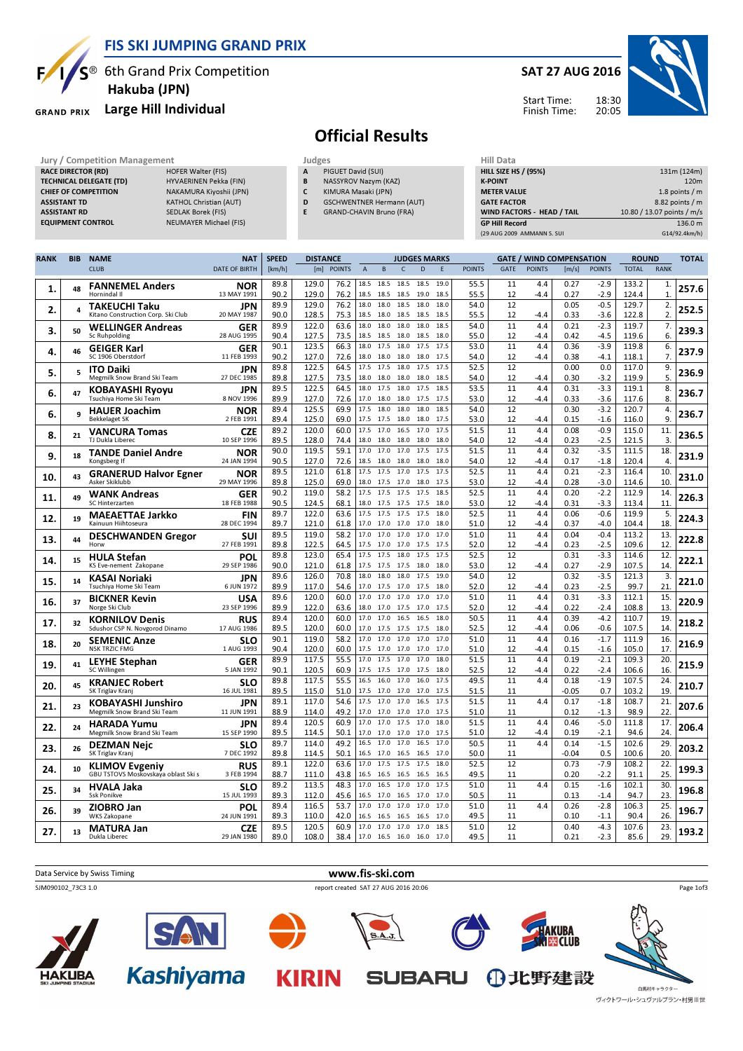# FIS SKI JUMPING GRAND PRIX

## 6th Grand Prix Competition
## Hakuba (JPN)
## Large Hill Individual

**SAT 27 AUG 2016**

Start Time: 18:30
Finish Time: 20:05

# Official Results

| Jury / Competition Management | |
|---|---|
| RACE DIRECTOR (RD) | HOFER Walter (FIS) |
| TECHNICAL DELEGATE (TD) | HYVAERINEN Pekka (FIN) |
| CHIEF OF COMPETITION | NAKAMURA Kiyoshi (JPN) |
| ASSISTANT TD | KATHOL Christian (AUT) |
| ASSISTANT RD | SEDLAK Borek (FIS) |
| EQUIPMENT CONTROL | NEUMAYER Michael (FIS) |

| Judges | |
|---|---|
| A | PIGUET David (SUI) |
| B | NASSYROV Nazym (KAZ) |
| C | KIMURA Masaki (JPN) |
| D | GSCHWENTNER Hermann (AUT) |
| E | GRAND-CHAVIN Bruno (FRA) |

| Hill Data | |
|---|---|
| HILL SIZE HS / (95%) | 131m (124m) |
| K-POINT | 120m |
| METER VALUE | 1.8 points / m |
| GATE FACTOR | 8.82 points / m |
| WIND FACTORS - HEAD / TAIL | 10.80 / 13.07 points / m/s |
| GP Hill Record | 136.0 m |
| (29 AUG 2009 AMMANN S. SUI | G14/92.4km/h) |

| RANK | BIB | NAME / CLUB | NAT / DATE OF BIRTH | SPEED [km/h] | DISTANCE [m] | DISTANCE POINTS | A | B | C | D | E | JUDGES POINTS | GATE | GATE POINTS | WIND [m/s] | WIND POINTS | ROUND TOTAL | ROUND RANK | TOTAL |
|---|---|---|---|---|---|---|---|---|---|---|---|---|---|---|---|---|---|---|---|
| 1. | 48 | FANNEMEL Anders | NOR | 89.8 | 129.0 | 76.2 | 18.5 | 18.5 | 18.5 | 18.5 | 19.0 | 55.5 | 11 | 4.4 | 0.27 | -2.9 | 133.2 | 1. | 257.6 |
| | | Hornindal Il | 13 MAY 1991 | 90.2 | 129.0 | 76.2 | 18.5 | 18.5 | 18.5 | 19.0 | 18.5 | 55.5 | 12 | -4.4 | 0.27 | -2.9 | 124.4 | 1. | |
| 2. | 4 | TAKEUCHI Taku | JPN | 89.9 | 129.0 | 76.2 | 18.0 | 18.0 | 18.5 | 18.0 | 18.0 | 54.0 | 12 | | 0.05 | -0.5 | 129.7 | 2. | 252.5 |
| | | Kitano Construction Corp. Ski Club | 20 MAY 1987 | 90.0 | 128.5 | 75.3 | 18.5 | 18.0 | 18.5 | 18.5 | 18.5 | 55.5 | 12 | -4.4 | 0.33 | -3.6 | 122.8 | 2. | |
| 3. | 50 | WELLINGER Andreas | GER | 89.9 | 122.0 | 63.6 | 18.0 | 18.0 | 18.0 | 18.0 | 18.5 | 54.0 | 11 | 4.4 | 0.21 | -2.3 | 119.7 | 7. | 239.3 |
| | | Sc Ruhpolding | 28 AUG 1995 | 90.4 | 127.5 | 73.5 | 18.5 | 18.5 | 18.0 | 18.5 | 18.0 | 55.0 | 12 | -4.4 | 0.42 | -4.5 | 119.6 | 6. | |
| 4. | 46 | GEIGER Karl | GER | 90.1 | 123.5 | 66.3 | 18.0 | 17.5 | 18.0 | 17.5 | 17.5 | 53.0 | 11 | 4.4 | 0.36 | -3.9 | 119.8 | 6. | 237.9 |
| | | SC 1906 Oberstdorf | 11 FEB 1993 | 90.2 | 127.0 | 72.6 | 18.0 | 18.0 | 18.0 | 18.0 | 18.0 | 54.0 | 12 | -4.4 | 0.38 | -4.1 | 118.1 | 7. | |
| 5. | 5 | ITO Daiki | JPN | 89.8 | 122.5 | 64.5 | 17.5 | 17.5 | 18.0 | 17.5 | 17.5 | 52.5 | 12 | | 0.00 | 0.0 | 117.0 | 9. | 236.9 |
| | | Megmilk Snow Brand Ski Team | 27 DEC 1985 | 89.8 | 127.5 | 73.5 | 18.0 | 18.0 | 18.0 | 18.0 | 18.5 | 54.0 | 12 | -4.4 | 0.30 | -3.2 | 119.9 | 5. | |
| 6. | 47 | KOBAYASHI Ryoyu | JPN | 89.5 | 122.5 | 64.5 | 18.0 | 17.5 | 18.0 | 17.5 | 18.5 | 53.5 | 11 | 4.4 | 0.31 | -3.3 | 119.1 | 8. | 236.7 |
| | | Tsuchiya Home Ski Team | 8 NOV 1996 | 89.9 | 127.0 | 72.6 | 17.0 | 18.0 | 18.0 | 17.5 | 17.5 | 53.0 | 12 | -4.4 | 0.33 | -3.6 | 117.6 | 8. | |
| 6. | 9 | HAUER Joachim | NOR | 89.4 | 125.5 | 69.9 | 17.5 | 18.0 | 18.0 | 18.0 | 18.5 | 54.0 | 12 | | 0.30 | -3.2 | 120.7 | 4. | 236.7 |
| | | Bekkelaget SK | 2 FEB 1991 | 89.4 | 125.0 | 69.0 | 17.5 | 17.5 | 18.0 | 18.0 | 17.5 | 53.0 | 12 | -4.4 | 0.15 | -1.6 | 116.0 | 9. | |
| 8. | 21 | VANCURA Tomas | CZE | 89.2 | 120.0 | 60.0 | 17.5 | 17.0 | 16.5 | 17.0 | 17.5 | 51.5 | 11 | 4.4 | 0.08 | -0.9 | 115.0 | 11. | 236.5 |
| | | TJ Dukla Liberec | 10 SEP 1996 | 89.5 | 128.0 | 74.4 | 18.0 | 18.0 | 18.0 | 18.0 | 18.0 | 54.0 | 12 | -4.4 | 0.23 | -2.5 | 121.5 | 3. | |
| 9. | 18 | TANDE Daniel Andre | NOR | 90.0 | 119.5 | 59.1 | 17.0 | 17.0 | 17.0 | 17.5 | 17.5 | 51.5 | 11 | 4.4 | 0.32 | -3.5 | 111.5 | 18. | 231.9 |
| | | Kongsberg If | 24 JAN 1994 | 90.5 | 127.0 | 72.6 | 18.5 | 18.0 | 18.0 | 18.0 | 18.0 | 54.0 | 12 | -4.4 | 0.17 | -1.8 | 120.4 | 4. | |
| 10. | 43 | GRANERUD Halvor Egner | NOR | 89.5 | 121.0 | 61.8 | 17.5 | 17.5 | 17.5 | 17.5 | 17.5 | 52.5 | 11 | 4.4 | 0.21 | -2.3 | 116.4 | 10. | 231.0 |
| | | Asker Skiklubb | 29 MAY 1996 | 89.8 | 125.0 | 69.0 | 18.0 | 17.5 | 17.0 | 18.0 | 17.5 | 53.0 | 12 | -4.4 | 0.28 | -3.0 | 114.6 | 10. | |
| 11. | 49 | WANK Andreas | GER | 90.2 | 119.0 | 58.2 | 17.5 | 17.5 | 17.5 | 17.5 | 17.5 | 52.5 | 11 | 4.4 | 0.20 | -2.2 | 112.9 | 14. | 226.3 |
| | | SC Hinterzarten | 18 FEB 1988 | 90.5 | 124.5 | 68.1 | 18.0 | 17.5 | 17.5 | 17.5 | 18.0 | 53.0 | 12 | -4.4 | 0.31 | -3.3 | 113.4 | 11. | |
| 12. | 19 | MAEAETTAE Jarkko | FIN | 89.7 | 122.0 | 63.6 | 17.5 | 17.5 | 17.5 | 17.5 | 18.0 | 52.5 | 11 | 4.4 | 0.06 | -0.6 | 119.9 | 5. | 224.3 |
| | | Kainuun Hiihtoseura | 28 DEC 1994 | 89.7 | 121.0 | 61.8 | 17.0 | 17.0 | 17.0 | 17.0 | 18.0 | 51.0 | 12 | -4.4 | 0.37 | -4.0 | 104.4 | 18. | |
| 13. | 44 | DESCHWANDEN Gregor | SUI | 89.5 | 119.0 | 58.2 | 17.0 | 17.0 | 17.0 | 17.0 | 17.0 | 51.0 | 11 | 4.4 | 0.04 | -0.4 | 113.2 | 13. | 222.8 |
| | | Horw | 27 FEB 1991 | 89.8 | 122.5 | 64.5 | 17.5 | 17.0 | 17.0 | 17.5 | 17.5 | 52.0 | 12 | -4.4 | 0.23 | -2.5 | 109.6 | 12. | |
| 14. | 15 | HULA Stefan | POL | 89.8 | 123.0 | 65.4 | 17.5 | 17.5 | 18.0 | 17.5 | 17.5 | 52.5 | 12 | | 0.31 | -3.3 | 114.6 | 12. | 222.1 |
| | | KS Eve-nement Zakopane | 29 SEP 1986 | 90.0 | 121.0 | 61.8 | 17.5 | 17.5 | 17.5 | 18.0 | 18.0 | 53.0 | 12 | -4.4 | 0.27 | -2.9 | 107.5 | 14. | |
| 15. | 14 | KASAI Noriaki | JPN | 89.6 | 126.0 | 70.8 | 18.0 | 18.0 | 18.0 | 17.5 | 19.0 | 54.0 | 12 | | 0.32 | -3.5 | 121.3 | 3. | 221.0 |
| | | Tsuchiya Home Ski Team | 6 JUN 1972 | 89.9 | 117.0 | 54.6 | 17.0 | 17.5 | 17.0 | 17.5 | 18.0 | 52.0 | 12 | -4.4 | 0.23 | -2.5 | 99.7 | 21. | |
| 16. | 37 | BICKNER Kevin | USA | 89.6 | 120.0 | 60.0 | 17.0 | 17.0 | 17.0 | 17.0 | 17.0 | 51.0 | 11 | 4.4 | 0.31 | -3.3 | 112.1 | 15. | 220.9 |
| | | Norge Ski Club | 23 SEP 1996 | 89.9 | 122.0 | 63.6 | 18.0 | 17.0 | 17.5 | 17.0 | 17.5 | 52.0 | 12 | -4.4 | 0.22 | -2.4 | 108.8 | 13. | |
| 17. | 32 | KORNILOV Denis | RUS | 89.4 | 120.0 | 60.0 | 17.0 | 17.0 | 16.5 | 16.5 | 18.0 | 50.5 | 11 | 4.4 | 0.39 | -4.2 | 110.7 | 19. | 218.2 |
| | | Sdushor CSP N. Novgorod Dinamo | 17 AUG 1986 | 89.5 | 120.0 | 60.0 | 17.0 | 17.5 | 17.5 | 17.5 | 18.0 | 52.5 | 12 | -4.4 | 0.06 | -0.6 | 107.5 | 14. | |
| 18. | 20 | SEMENIC Anze | SLO | 90.1 | 119.0 | 58.2 | 17.0 | 17.0 | 17.0 | 17.0 | 17.0 | 51.0 | 11 | 4.4 | 0.16 | -1.7 | 111.9 | 16. | 216.9 |
| | | NSK TRZIC FMG | 1 AUG 1993 | 90.4 | 120.0 | 60.0 | 17.5 | 17.0 | 17.0 | 17.0 | 17.0 | 51.0 | 12 | -4.4 | 0.15 | -1.6 | 105.0 | 17. | |
| 19. | 41 | LEYHE Stephan | GER | 89.9 | 117.5 | 55.5 | 17.0 | 17.5 | 17.0 | 17.0 | 18.0 | 51.5 | 11 | 4.4 | 0.19 | -2.1 | 109.3 | 20. | 215.9 |
| | | SC Willingen | 5 JAN 1992 | 90.1 | 120.5 | 60.9 | 17.5 | 17.5 | 17.0 | 17.5 | 17.5 | 52.5 | 12 | -4.4 | 0.22 | -2.4 | 106.6 | 16. | |
| 20. | 45 | KRANJEC Robert | SLO | 89.8 | 117.5 | 55.5 | 16.5 | 16.0 | 17.0 | 16.0 | 17.5 | 49.5 | 11 | 4.4 | 0.18 | -1.9 | 107.5 | 24. | 210.7 |
| | | SK Triglav Kranj | 16 JUL 1981 | 89.5 | 115.0 | 51.0 | 17.5 | 17.0 | 17.0 | 17.0 | 17.5 | 51.5 | 11 | | -0.05 | 0.7 | 103.2 | 19. | |
| 21. | 23 | KOBAYASHI Junshiro | JPN | 89.1 | 117.0 | 54.6 | 17.5 | 17.0 | 17.0 | 16.5 | 17.5 | 51.5 | 11 | 4.4 | 0.17 | -1.8 | 108.7 | 21. | 207.6 |
| | | Megmilk Snow Brand Ski Team | 11 JUN 1991 | 88.9 | 114.0 | 49.2 | 17.0 | 17.0 | 17.0 | 17.0 | 17.5 | 51.0 | 11 | | 0.12 | -1.3 | 98.9 | 22. | |
| 22. | 24 | HARADA Yumu | JPN | 89.4 | 120.5 | 60.9 | 17.0 | 17.0 | 17.5 | 17.0 | 18.0 | 51.5 | 11 | 4.4 | 0.46 | -5.0 | 111.8 | 17. | 206.4 |
| | | Megmilk Snow Brand Ski Team | 15 SEP 1990 | 89.5 | 114.5 | 50.1 | 17.0 | 17.0 | 17.0 | 17.0 | 17.0 | 51.0 | 12 | -4.4 | 0.19 | -2.1 | 94.6 | 24. | |
| 23. | 26 | DEZMAN Nejc | SLO | 89.7 | 114.0 | 49.2 | 16.5 | 17.0 | 17.0 | 16.5 | 17.0 | 50.5 | 11 | 4.4 | 0.14 | -1.5 | 102.6 | 29. | 203.2 |
| | | SK Triglav Kranj | 7 DEC 1992 | 89.8 | 114.5 | 50.1 | 16.5 | 17.0 | 16.5 | 16.5 | 17.0 | 50.0 | 11 | | -0.04 | 0.5 | 100.6 | 20. | |
| 24. | 10 | KLIMOV Evgeniy | RUS | 89.1 | 122.0 | 63.6 | 17.0 | 17.5 | 17.5 | 17.5 | 18.0 | 52.5 | 12 | | 0.73 | -7.9 | 108.2 | 22. | 199.3 |
| | | GBU TSTOVS Moskovskaya oblast Ski s | 3 FEB 1994 | 88.7 | 111.0 | 43.8 | 16.5 | 16.5 | 16.5 | 16.5 | 16.5 | 49.5 | 11 | | 0.20 | -2.2 | 91.1 | 25. | |
| 25. | 34 | HVALA Jaka | SLO | 89.2 | 113.5 | 48.3 | 17.0 | 16.5 | 17.0 | 17.0 | 17.5 | 51.0 | 11 | 4.4 | 0.15 | -1.6 | 102.1 | 30. | 196.8 |
| | | Ssk Ponikve | 15 JUL 1993 | 89.3 | 112.0 | 45.6 | 16.5 | 17.0 | 16.5 | 17.0 | 17.0 | 50.5 | 11 | | 0.13 | -1.4 | 94.7 | 23. | |
| 26. | 39 | ZIOBRO Jan | POL | 89.4 | 116.5 | 53.7 | 17.0 | 17.0 | 17.0 | 17.0 | 17.0 | 51.0 | 11 | 4.4 | 0.26 | -2.8 | 106.3 | 25. | 196.7 |
| | | WKS Zakopane | 24 JUN 1991 | 89.3 | 110.0 | 42.0 | 16.5 | 16.5 | 16.5 | 16.5 | 17.0 | 49.5 | 11 | | 0.10 | -1.1 | 90.4 | 26. | |
| 27. | 13 | MATURA Jan | CZE | 89.5 | 120.5 | 60.9 | 17.0 | 17.0 | 17.0 | 17.0 | 18.5 | 51.0 | 12 | | 0.40 | -4.3 | 107.6 | 23. | 193.2 |
| | | Dukla Liberec | 29 JAN 1980 | 89.0 | 108.0 | 38.4 | 17.0 | 16.5 | 16.0 | 16.0 | 17.0 | 49.5 | 11 | | 0.21 | -2.3 | 85.6 | 29. | |

Data Service by Swiss Timing

www.fis-ski.com

SJM090102_73C3 1.0

report created SAT 27 AUG 2016 20:06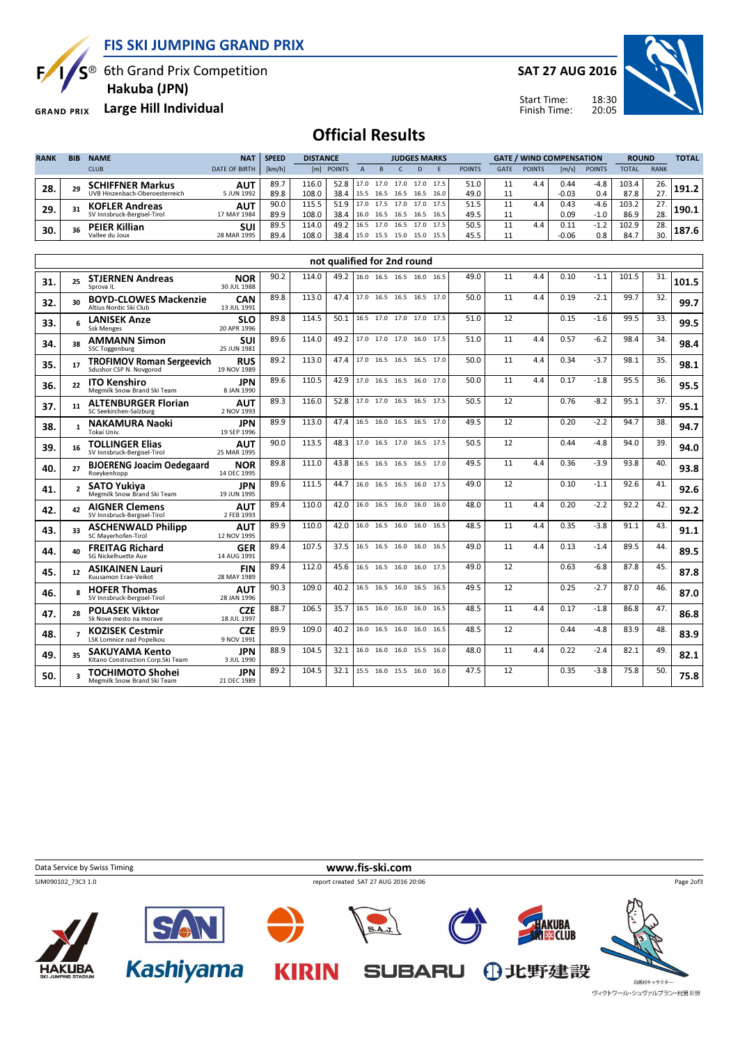# FIS SKI JUMPING GRAND PRIX

6th Grand Prix Competition
Hakuba (JPN)
Large Hill Individual

SAT 27 AUG 2016

Start Time: 18:30
Finish Time: 20:05

## Official Results

| RANK | BIB | NAME / CLUB | NAT / DATE OF BIRTH | SPEED [km/h] | DISTANCE [m] | DISTANCE POINTS | A | B | C | D | E | JUDGES POINTS | GATE | GATE POINTS | WIND [m/s] | WIND POINTS | ROUND TOTAL | ROUND RANK | TOTAL |
|---|---|---|---|---|---|---|---|---|---|---|---|---|---|---|---|---|---|---|---|
| 28. | 29 | **SCHIFFNER Markus** UVB Hinzenbach-Oberoesterreich | AUT 5 JUN 1992 | 89.7 | 116.0 | 52.8 | 17.0 | 17.0 | 17.0 | 17.0 | 17.5 | 51.0 | 11 | 4.4 | 0.44 | -4.8 | 103.4 | 26. | 191.2 |
| | | | | 89.8 | 108.0 | 38.4 | 15.5 | 16.5 | 16.5 | 16.5 | 16.0 | 49.0 | 11 | | -0.03 | 0.4 | 87.8 | 27. | |
| 29. | 31 | **KOFLER Andreas** SV Innsbruck-Bergisel-Tirol | AUT 17 MAY 1984 | 90.0 | 115.5 | 51.9 | 17.0 | 17.5 | 17.0 | 17.0 | 17.5 | 51.5 | 11 | 4.4 | 0.43 | -4.6 | 103.2 | 27. | 190.1 |
| | | | | 89.9 | 108.0 | 38.4 | 16.0 | 16.5 | 16.5 | 16.5 | 16.5 | 49.5 | 11 | | 0.09 | -1.0 | 86.9 | 28. | |
| 30. | 36 | **PEIER Killian** Vallee du Joux | SUI 28 MAR 1995 | 89.5 | 114.0 | 49.2 | 16.5 | 17.0 | 16.5 | 17.0 | 17.5 | 50.5 | 11 | 4.4 | 0.11 | -1.2 | 102.9 | 28. | 187.6 |
| | | | | 89.4 | 108.0 | 38.4 | 15.0 | 15.5 | 15.0 | 15.0 | 15.5 | 45.5 | 11 | | -0.06 | 0.8 | 84.7 | 30. | |

### not qualified for 2nd round

| RANK | BIB | NAME / CLUB | NAT / DATE OF BIRTH | SPEED [km/h] | DISTANCE [m] | DISTANCE POINTS | A | B | C | D | E | JUDGES POINTS | GATE | GATE POINTS | WIND [m/s] | WIND POINTS | ROUND TOTAL | ROUND RANK | TOTAL |
|---|---|---|---|---|---|---|---|---|---|---|---|---|---|---|---|---|---|---|---|
| 31. | 25 | **STJERNEN Andreas** Sprova IL | NOR 30 JUL 1988 | 90.2 | 114.0 | 49.2 | 16.0 | 16.5 | 16.5 | 16.0 | 16.5 | 49.0 | 11 | 4.4 | 0.10 | -1.1 | 101.5 | 31. | 101.5 |
| 32. | 30 | **BOYD-CLOWES Mackenzie** Altius Nordic Ski Club | CAN 13 JUL 1991 | 89.8 | 113.0 | 47.4 | 17.0 | 16.5 | 16.5 | 16.5 | 17.0 | 50.0 | 11 | 4.4 | 0.19 | -2.1 | 99.7 | 32. | 99.7 |
| 33. | 6 | **LANISEK Anze** Ssk Menges | SLO 20 APR 1996 | 89.8 | 114.5 | 50.1 | 16.5 | 17.0 | 17.0 | 17.0 | 17.5 | 51.0 | 12 | | 0.15 | -1.6 | 99.5 | 33. | 99.5 |
| 34. | 38 | **AMMANN Simon** SSC Toggenburg | SUI 25 JUN 1981 | 89.6 | 114.0 | 49.2 | 17.0 | 17.0 | 17.0 | 16.0 | 17.5 | 51.0 | 11 | 4.4 | 0.57 | -6.2 | 98.4 | 34. | 98.4 |
| 35. | 17 | **TROFIMOV Roman Sergeevich** Sdushor CSP N. Novgorod | RUS 19 NOV 1989 | 89.2 | 113.0 | 47.4 | 17.0 | 16.5 | 16.5 | 16.5 | 17.0 | 50.0 | 11 | 4.4 | 0.34 | -3.7 | 98.1 | 35. | 98.1 |
| 36. | 22 | **ITO Kenshiro** Megmilk Snow Brand Ski Team | JPN 8 JAN 1990 | 89.6 | 110.5 | 42.9 | 17.0 | 16.5 | 16.5 | 16.0 | 17.0 | 50.0 | 11 | 4.4 | 0.17 | -1.8 | 95.5 | 36. | 95.5 |
| 37. | 11 | **ALTENBURGER Florian** SC Seekirchen-Salzburg | AUT 2 NOV 1993 | 89.3 | 116.0 | 52.8 | 17.0 | 17.0 | 16.5 | 16.5 | 17.5 | 50.5 | 12 | | 0.76 | -8.2 | 95.1 | 37. | 95.1 |
| 38. | 1 | **NAKAMURA Naoki** Tokai Univ. | JPN 19 SEP 1996 | 89.9 | 113.0 | 47.4 | 16.5 | 16.0 | 16.5 | 16.5 | 17.0 | 49.5 | 12 | | 0.20 | -2.2 | 94.7 | 38. | 94.7 |
| 39. | 16 | **TOLLINGER Elias** SV Innsbruck-Bergisel-Tirol | AUT 25 MAR 1995 | 90.0 | 113.5 | 48.3 | 17.0 | 16.5 | 17.0 | 16.5 | 17.5 | 50.5 | 12 | | 0.44 | -4.8 | 94.0 | 39. | 94.0 |
| 40. | 27 | **BJOERENG Joacim Oedegaard** Roeykenhopp | NOR 14 DEC 1995 | 89.8 | 111.0 | 43.8 | 16.5 | 16.5 | 16.5 | 16.5 | 17.0 | 49.5 | 11 | 4.4 | 0.36 | -3.9 | 93.8 | 40. | 93.8 |
| 41. | 2 | **SATO Yukiya** Megmilk Snow Brand Ski Team | JPN 19 JUN 1995 | 89.6 | 111.5 | 44.7 | 16.0 | 16.5 | 16.5 | 16.0 | 17.5 | 49.0 | 12 | | 0.10 | -1.1 | 92.6 | 41. | 92.6 |
| 42. | 42 | **AIGNER Clemens** SV Innsbruck-Bergisel-Tirol | AUT 2 FEB 1993 | 89.4 | 110.0 | 42.0 | 16.0 | 16.5 | 16.0 | 16.0 | 16.0 | 48.0 | 11 | 4.4 | 0.20 | -2.2 | 92.2 | 42. | 92.2 |
| 43. | 33 | **ASCHENWALD Philipp** SC Mayerhofen-Tirol | AUT 12 NOV 1995 | 89.9 | 110.0 | 42.0 | 16.0 | 16.5 | 16.0 | 16.0 | 16.5 | 48.5 | 11 | 4.4 | 0.35 | -3.8 | 91.1 | 43. | 91.1 |
| 44. | 40 | **FREITAG Richard** SG Nickelhuette Aue | GER 14 AUG 1991 | 89.4 | 107.5 | 37.5 | 16.5 | 16.5 | 16.0 | 16.0 | 16.5 | 49.0 | 11 | 4.4 | 0.13 | -1.4 | 89.5 | 44. | 89.5 |
| 45. | 12 | **ASIKAINEN Lauri** Kuusamon Erae-Veikot | FIN 28 MAY 1989 | 89.4 | 112.0 | 45.6 | 16.5 | 16.5 | 16.0 | 16.0 | 17.5 | 49.0 | 12 | | 0.63 | -6.8 | 87.8 | 45. | 87.8 |
| 46. | 8 | **HOFER Thomas** SV Innsbruck-Bergisel-Tirol | AUT 28 JAN 1996 | 90.3 | 109.0 | 40.2 | 16.5 | 16.5 | 16.0 | 16.5 | 16.5 | 49.5 | 12 | | 0.25 | -2.7 | 87.0 | 46. | 87.0 |
| 47. | 28 | **POLASEK Viktor** Sk Nove mesto na morave | CZE 18 JUL 1997 | 88.7 | 106.5 | 35.7 | 16.5 | 16.0 | 16.0 | 16.0 | 16.5 | 48.5 | 11 | 4.4 | 0.17 | -1.8 | 86.8 | 47. | 86.8 |
| 48. | 7 | **KOZISEK Cestmir** LSK Lomnice nad Popelkou | CZE 9 NOV 1991 | 89.9 | 109.0 | 40.2 | 16.0 | 16.5 | 16.0 | 16.0 | 16.5 | 48.5 | 12 | | 0.44 | -4.8 | 83.9 | 48. | 83.9 |
| 49. | 35 | **SAKUYAMA Kento** Kitano Construction Corp.Ski Team | JPN 3 JUL 1990 | 88.9 | 104.5 | 32.1 | 16.0 | 16.0 | 16.0 | 15.5 | 16.0 | 48.0 | 11 | 4.4 | 0.22 | -2.4 | 82.1 | 49. | 82.1 |
| 50. | 3 | **TOCHIMOTO Shohei** Megmilk Snow Brand Ski Team | JPN 21 DEC 1989 | 89.2 | 104.5 | 32.1 | 15.5 | 16.0 | 15.5 | 16.0 | 16.0 | 47.5 | 12 | | 0.35 | -3.8 | 75.8 | 50. | 75.8 |

Data Service by Swiss Timing — www.fis-ski.com

SJM090102_73C3 1.0 — report created SAT 27 AUG 2016 20:06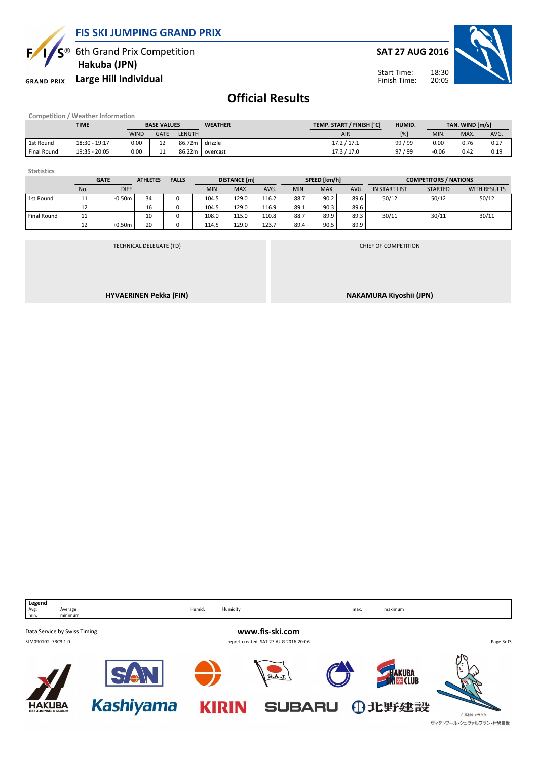# FIS SKI JUMPING GRAND PRIX

6th Grand Prix Competition
**Hakuba (JPN)**
**Large Hill Individual**

**SAT 27 AUG 2016**

Start Time: 18:30
Finish Time: 20:05

## Official Results

**Competition / Weather Information**

| | TIME | BASE VALUES | | | WEATHER | TEMP. START / FINISH [°C] | HUMID. | TAN. WIND [m/s] | | |
|---|---|---|---|---|---|---|---|---|---|---|
| | | WIND | GATE | LENGTH | | AIR | [%] | MIN. | MAX. | AVG. |
| 1st Round | 18:30 - 19:17 | 0.00 | 12 | 86.72m | drizzle | 17.2 / 17.1 | 99 / 99 | 0.00 | 0.76 | 0.27 |
| Final Round | 19:35 - 20:05 | 0.00 | 11 | 86.22m | overcast | 17.3 / 17.0 | 97 / 99 | -0.06 | 0.42 | 0.19 |

**Statistics**

| | GATE | | ATHLETES | FALLS | DISTANCE [m] | | | SPEED [km/h] | | | COMPETITORS / NATIONS | | |
|---|---|---|---|---|---|---|---|---|---|---|---|---|---|
| | No. | DIFF | | | MIN. | MAX. | AVG. | MIN. | MAX. | AVG. | IN START LIST | STARTED | WITH RESULTS |
| 1st Round | 11 | -0.50m | 34 | 0 | 104.5 | 129.0 | 116.2 | 88.7 | 90.2 | 89.6 | 50/12 | 50/12 | 50/12 |
| | 12 | | 16 | 0 | 104.5 | 129.0 | 116.9 | 89.1 | 90.3 | 89.6 | | | |
| Final Round | 11 | | 10 | 0 | 108.0 | 115.0 | 110.8 | 88.7 | 89.9 | 89.3 | 30/11 | 30/11 | 30/11 |
| | 12 | +0.50m | 20 | 0 | 114.5 | 129.0 | 123.7 | 89.4 | 90.5 | 89.9 | | | |

TECHNICAL DELEGATE (TD)

**HYVAERINEN Pekka (FIN)**

CHIEF OF COMPETITION

**NAKAMURA Kiyoshii (JPN)**

**Legend**
Avg. Average
min. minimum
Humid. Humidity
max. maximum

Data Service by Swiss Timing
www.fis-ski.com
SJM090102_73C3 1.0
report created SAT 27 AUG 2016 20:06